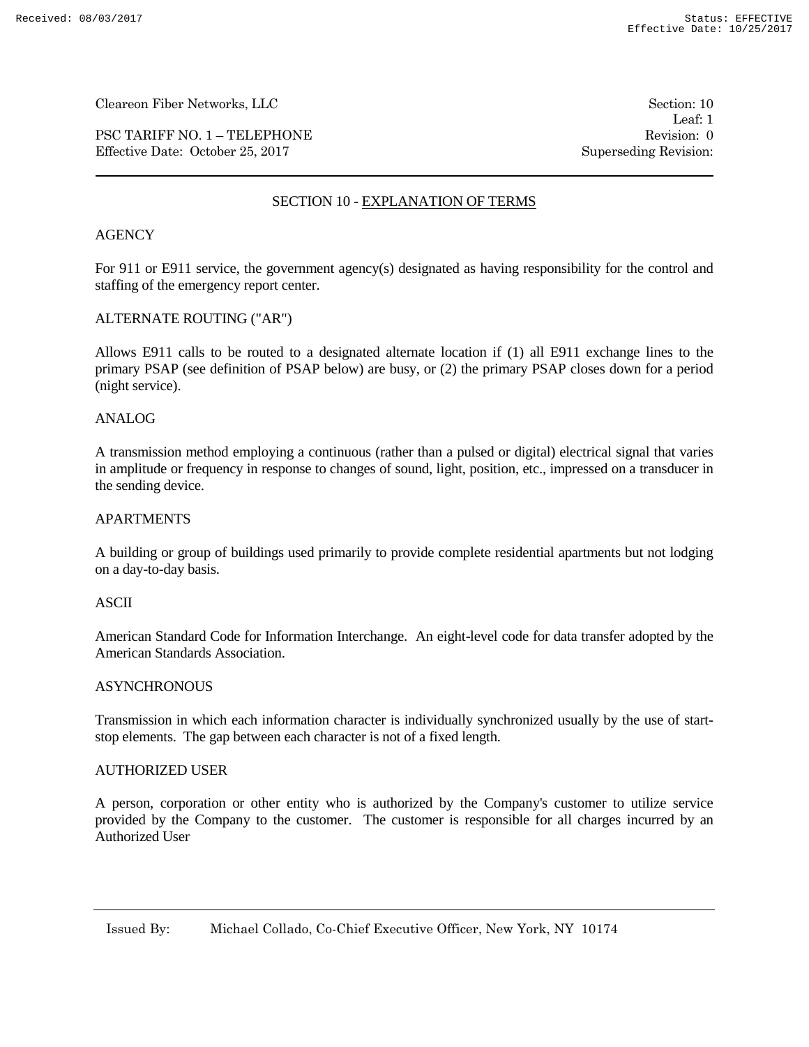Cleareon Fiber Networks, LLC — Section: 10, Leaf: 1

PSC TARIFF NO. 1 – TELEPHONE — Revision: 0

Effective Date: October 25, 2017 — Superseding Revision:

# SECTION 10 - EXPLANATION OF TERMS

## AGENCY

For 911 or E911 service, the government agency(s) designated as having responsibility for the control and staffing of the emergency report center.

## ALTERNATE ROUTING ("AR")

Allows E911 calls to be routed to a designated alternate location if (1) all E911 exchange lines to the primary PSAP (see definition of PSAP below) are busy, or (2) the primary PSAP closes down for a period (night service).

## ANALOG

A transmission method employing a continuous (rather than a pulsed or digital) electrical signal that varies in amplitude or frequency in response to changes of sound, light, position, etc., impressed on a transducer in the sending device.

## APARTMENTS

A building or group of buildings used primarily to provide complete residential apartments but not lodging on a day-to-day basis.

## ASCII

American Standard Code for Information Interchange. An eight-level code for data transfer adopted by the American Standards Association.

## ASYNCHRONOUS

Transmission in which each information character is individually synchronized usually by the use of start-stop elements. The gap between each character is not of a fixed length.

## AUTHORIZED USER

A person, corporation or other entity who is authorized by the Company's customer to utilize service provided by the Company to the customer. The customer is responsible for all charges incurred by an Authorized User

Issued By: Michael Collado, Co-Chief Executive Officer, New York, NY 10174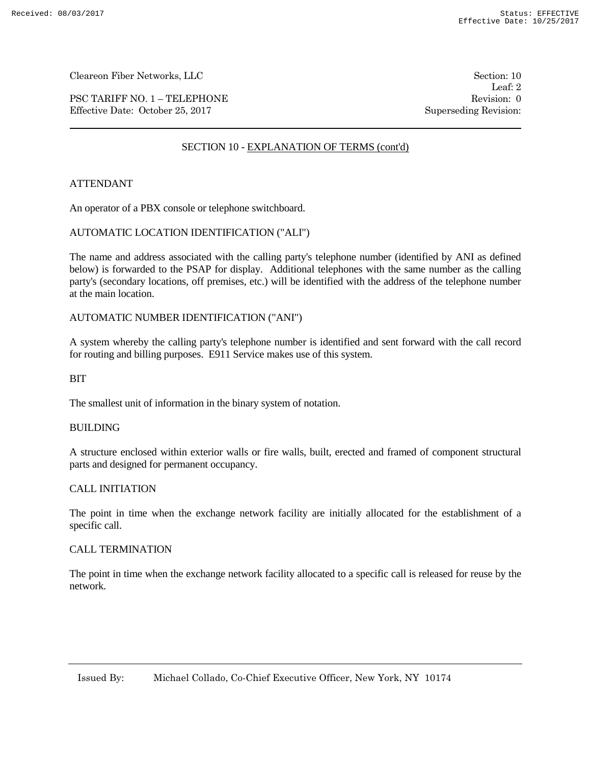## SECTION 10 - EXPLANATION OF TERMS (cont'd)

ATTENDANT

An operator of a PBX console or telephone switchboard.

AUTOMATIC LOCATION IDENTIFICATION ("ALI")

The name and address associated with the calling party's telephone number (identified by ANI as defined below) is forwarded to the PSAP for display. Additional telephones with the same number as the calling party's (secondary locations, off premises, etc.) will be identified with the address of the telephone number at the main location.

AUTOMATIC NUMBER IDENTIFICATION ("ANI")

A system whereby the calling party's telephone number is identified and sent forward with the call record for routing and billing purposes. E911 Service makes use of this system.

BIT

The smallest unit of information in the binary system of notation.

BUILDING

A structure enclosed within exterior walls or fire walls, built, erected and framed of component structural parts and designed for permanent occupancy.

CALL INITIATION

The point in time when the exchange network facility are initially allocated for the establishment of a specific call.

CALL TERMINATION

The point in time when the exchange network facility allocated to a specific call is released for reuse by the network.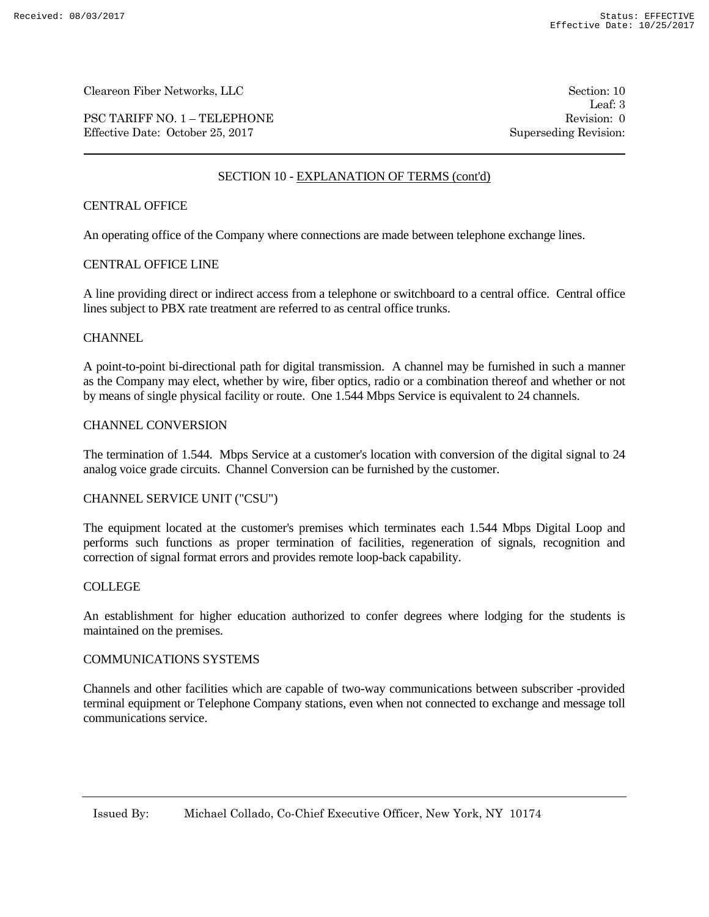## SECTION 10 - EXPLANATION OF TERMS (cont'd)

CENTRAL OFFICE

An operating office of the Company where connections are made between telephone exchange lines.

CENTRAL OFFICE LINE

A line providing direct or indirect access from a telephone or switchboard to a central office. Central office lines subject to PBX rate treatment are referred to as central office trunks.

CHANNEL

A point-to-point bi-directional path for digital transmission. A channel may be furnished in such a manner as the Company may elect, whether by wire, fiber optics, radio or a combination thereof and whether or not by means of single physical facility or route. One 1.544 Mbps Service is equivalent to 24 channels.

CHANNEL CONVERSION

The termination of 1.544. Mbps Service at a customer's location with conversion of the digital signal to 24 analog voice grade circuits. Channel Conversion can be furnished by the customer.

CHANNEL SERVICE UNIT ("CSU")

The equipment located at the customer's premises which terminates each 1.544 Mbps Digital Loop and performs such functions as proper termination of facilities, regeneration of signals, recognition and correction of signal format errors and provides remote loop-back capability.

COLLEGE

An establishment for higher education authorized to confer degrees where lodging for the students is maintained on the premises.

COMMUNICATIONS SYSTEMS

Channels and other facilities which are capable of two-way communications between subscriber -provided terminal equipment or Telephone Company stations, even when not connected to exchange and message toll communications service.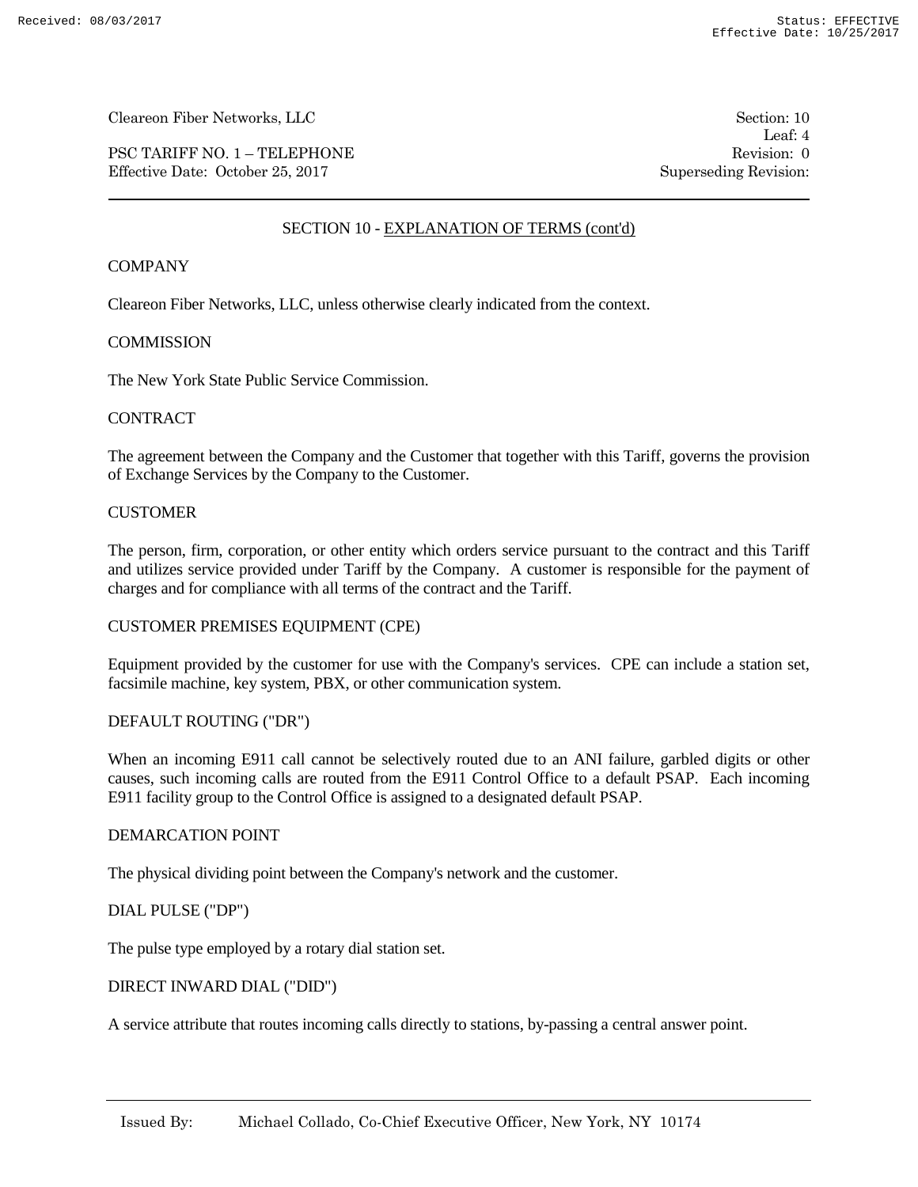## SECTION 10 - EXPLANATION OF TERMS (cont'd)

COMPANY

Cleareon Fiber Networks, LLC, unless otherwise clearly indicated from the context.

COMMISSION

The New York State Public Service Commission.

CONTRACT

The agreement between the Company and the Customer that together with this Tariff, governs the provision of Exchange Services by the Company to the Customer.

CUSTOMER

The person, firm, corporation, or other entity which orders service pursuant to the contract and this Tariff and utilizes service provided under Tariff by the Company. A customer is responsible for the payment of charges and for compliance with all terms of the contract and the Tariff.

CUSTOMER PREMISES EQUIPMENT (CPE)

Equipment provided by the customer for use with the Company's services. CPE can include a station set, facsimile machine, key system, PBX, or other communication system.

DEFAULT ROUTING ("DR")

When an incoming E911 call cannot be selectively routed due to an ANI failure, garbled digits or other causes, such incoming calls are routed from the E911 Control Office to a default PSAP. Each incoming E911 facility group to the Control Office is assigned to a designated default PSAP.

DEMARCATION POINT

The physical dividing point between the Company's network and the customer.

DIAL PULSE ("DP")

The pulse type employed by a rotary dial station set.

DIRECT INWARD DIAL ("DID")

A service attribute that routes incoming calls directly to stations, by-passing a central answer point.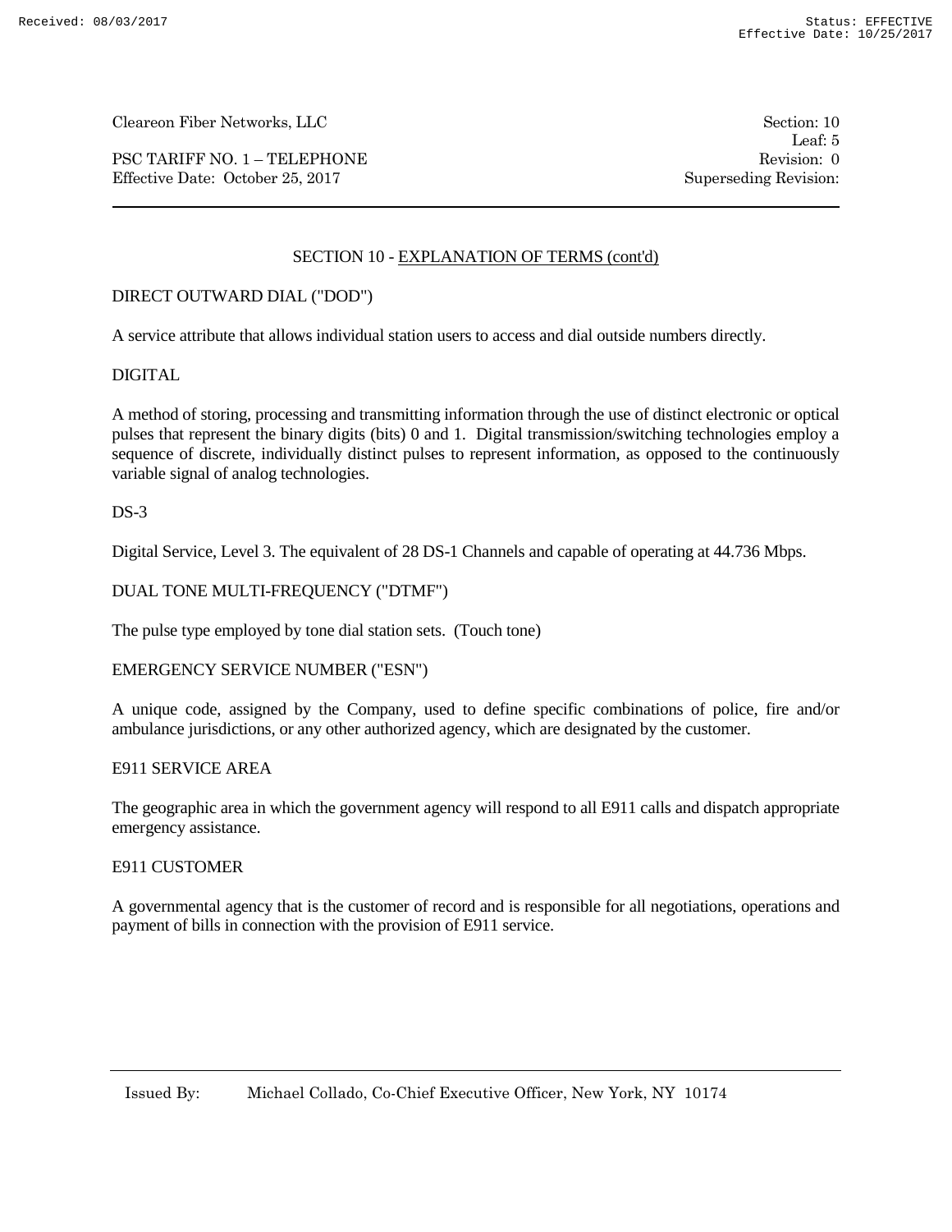## SECTION 10 - EXPLANATION OF TERMS (cont'd)

DIRECT OUTWARD DIAL ("DOD")

A service attribute that allows individual station users to access and dial outside numbers directly.

DIGITAL

A method of storing, processing and transmitting information through the use of distinct electronic or optical pulses that represent the binary digits (bits) 0 and 1. Digital transmission/switching technologies employ a sequence of discrete, individually distinct pulses to represent information, as opposed to the continuously variable signal of analog technologies.

DS-3

Digital Service, Level 3. The equivalent of 28 DS-1 Channels and capable of operating at 44.736 Mbps.

DUAL TONE MULTI-FREQUENCY ("DTMF")

The pulse type employed by tone dial station sets. (Touch tone)

EMERGENCY SERVICE NUMBER ("ESN")

A unique code, assigned by the Company, used to define specific combinations of police, fire and/or ambulance jurisdictions, or any other authorized agency, which are designated by the customer.

E911 SERVICE AREA

The geographic area in which the government agency will respond to all E911 calls and dispatch appropriate emergency assistance.

E911 CUSTOMER

A governmental agency that is the customer of record and is responsible for all negotiations, operations and payment of bills in connection with the provision of E911 service.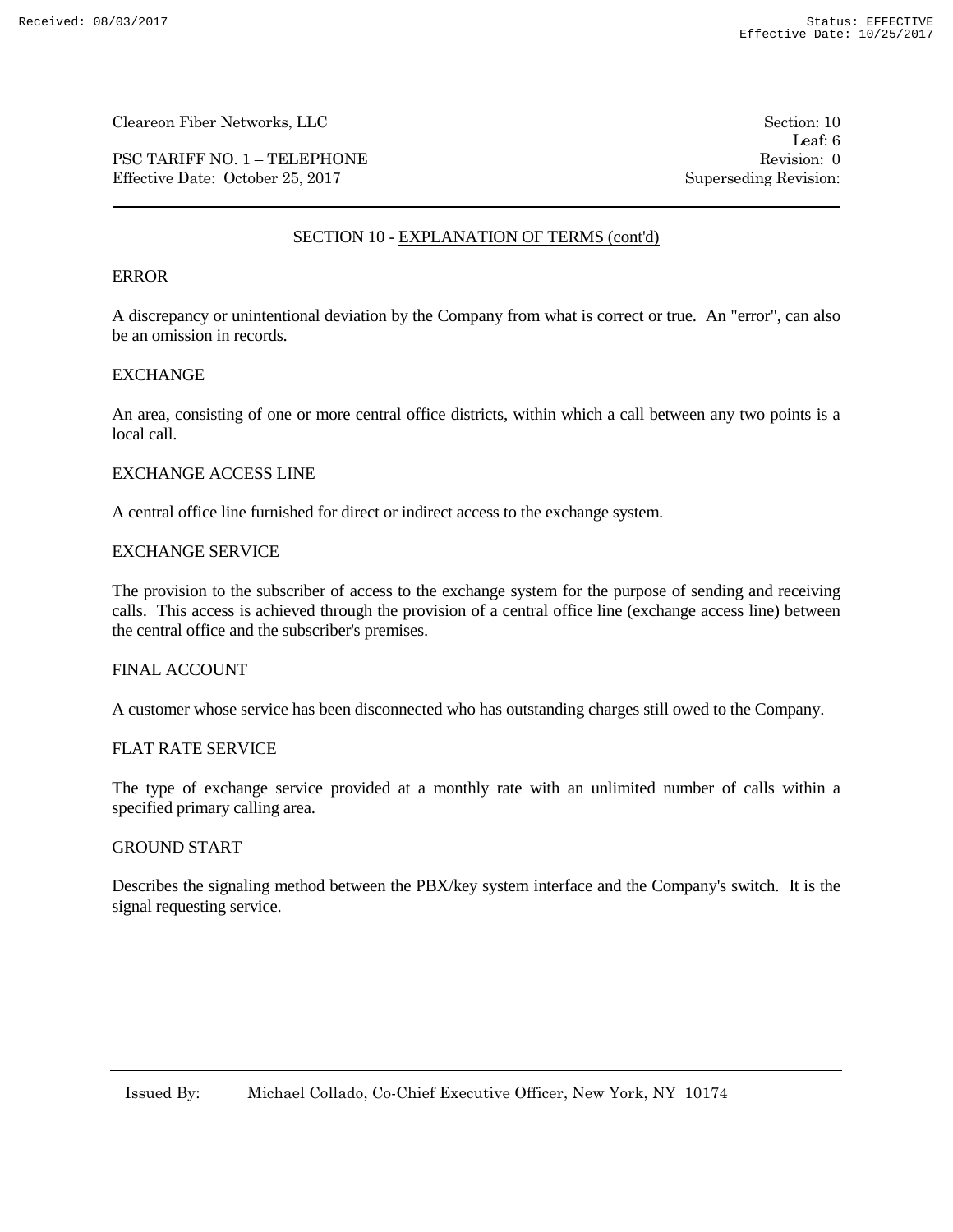## SECTION 10 - EXPLANATION OF TERMS (cont'd)

ERROR

A discrepancy or unintentional deviation by the Company from what is correct or true. An "error", can also be an omission in records.

EXCHANGE

An area, consisting of one or more central office districts, within which a call between any two points is a local call.

EXCHANGE ACCESS LINE

A central office line furnished for direct or indirect access to the exchange system.

EXCHANGE SERVICE

The provision to the subscriber of access to the exchange system for the purpose of sending and receiving calls. This access is achieved through the provision of a central office line (exchange access line) between the central office and the subscriber's premises.

FINAL ACCOUNT

A customer whose service has been disconnected who has outstanding charges still owed to the Company.

FLAT RATE SERVICE

The type of exchange service provided at a monthly rate with an unlimited number of calls within a specified primary calling area.

GROUND START

Describes the signaling method between the PBX/key system interface and the Company's switch. It is the signal requesting service.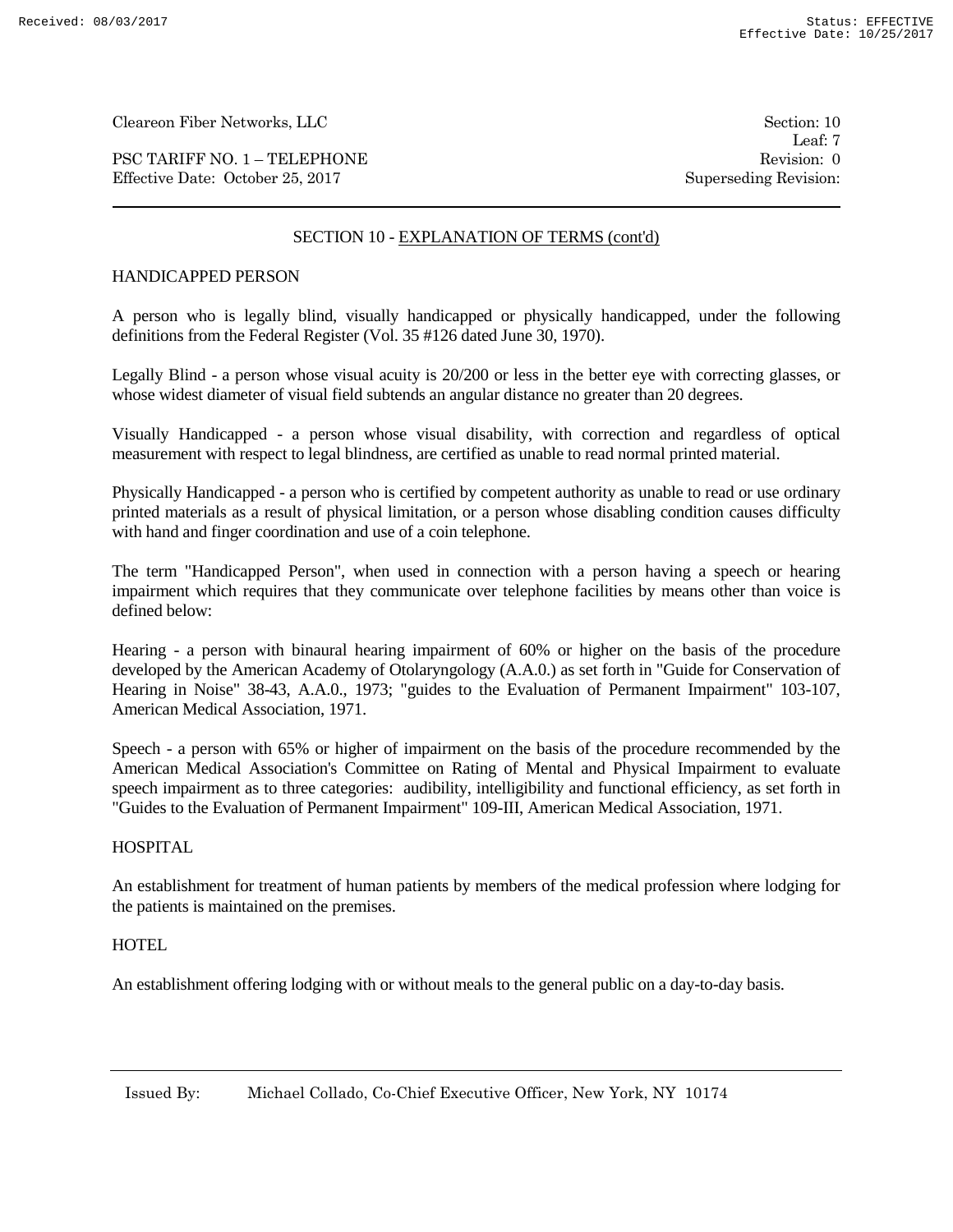## SECTION 10 - EXPLANATION OF TERMS (cont'd)

### HANDICAPPED PERSON

A person who is legally blind, visually handicapped or physically handicapped, under the following definitions from the Federal Register (Vol. 35 #126 dated June 30, 1970).

Legally Blind - a person whose visual acuity is 20/200 or less in the better eye with correcting glasses, or whose widest diameter of visual field subtends an angular distance no greater than 20 degrees.

Visually Handicapped - a person whose visual disability, with correction and regardless of optical measurement with respect to legal blindness, are certified as unable to read normal printed material.

Physically Handicapped - a person who is certified by competent authority as unable to read or use ordinary printed materials as a result of physical limitation, or a person whose disabling condition causes difficulty with hand and finger coordination and use of a coin telephone.

The term "Handicapped Person", when used in connection with a person having a speech or hearing impairment which requires that they communicate over telephone facilities by means other than voice is defined below:

Hearing - a person with binaural hearing impairment of 60% or higher on the basis of the procedure developed by the American Academy of Otolaryngology (A.A.0.) as set forth in "Guide for Conservation of Hearing in Noise" 38-43, A.A.0., 1973; "guides to the Evaluation of Permanent Impairment" 103-107, American Medical Association, 1971.

Speech - a person with 65% or higher of impairment on the basis of the procedure recommended by the American Medical Association's Committee on Rating of Mental and Physical Impairment to evaluate speech impairment as to three categories: audibility, intelligibility and functional efficiency, as set forth in "Guides to the Evaluation of Permanent Impairment" 109-III, American Medical Association, 1971.

### HOSPITAL

An establishment for treatment of human patients by members of the medical profession where lodging for the patients is maintained on the premises.

### HOTEL

An establishment offering lodging with or without meals to the general public on a day-to-day basis.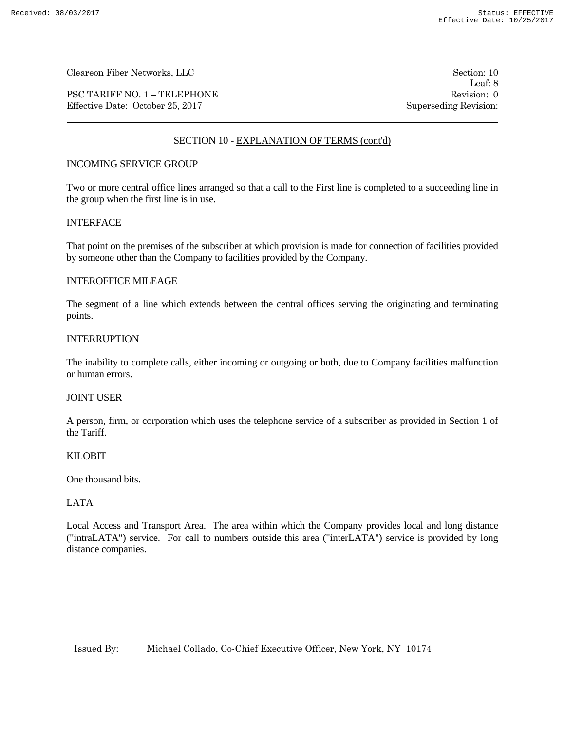## SECTION 10 - EXPLANATION OF TERMS (cont'd)

INCOMING SERVICE GROUP

Two or more central office lines arranged so that a call to the First line is completed to a succeeding line in the group when the first line is in use.

INTERFACE

That point on the premises of the subscriber at which provision is made for connection of facilities provided by someone other than the Company to facilities provided by the Company.

INTEROFFICE MILEAGE

The segment of a line which extends between the central offices serving the originating and terminating points.

INTERRUPTION

The inability to complete calls, either incoming or outgoing or both, due to Company facilities malfunction or human errors.

JOINT USER

A person, firm, or corporation which uses the telephone service of a subscriber as provided in Section 1 of the Tariff.

KILOBIT

One thousand bits.

LATA

Local Access and Transport Area. The area within which the Company provides local and long distance ("intraLATA") service. For call to numbers outside this area ("interLATA") service is provided by long distance companies.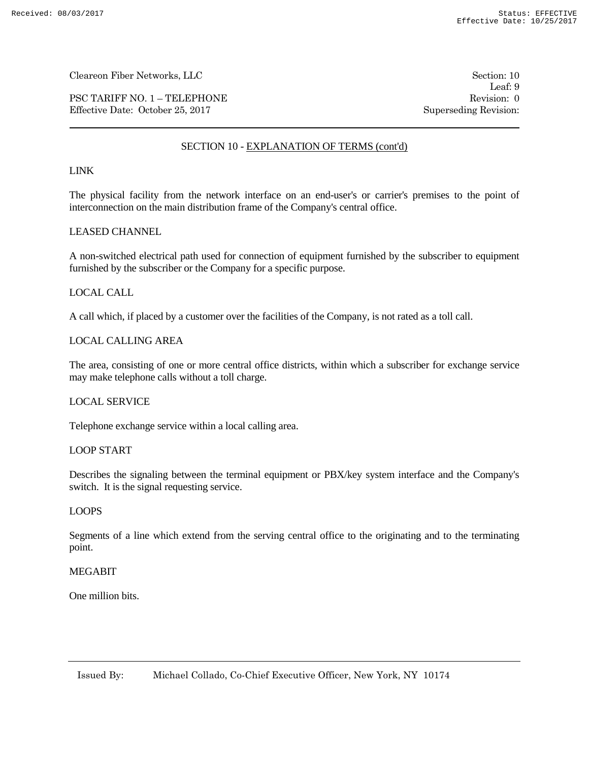## SECTION 10 - EXPLANATION OF TERMS (cont'd)

LINK

The physical facility from the network interface on an end-user's or carrier's premises to the point of interconnection on the main distribution frame of the Company's central office.

LEASED CHANNEL

A non-switched electrical path used for connection of equipment furnished by the subscriber to equipment furnished by the subscriber or the Company for a specific purpose.

LOCAL CALL

A call which, if placed by a customer over the facilities of the Company, is not rated as a toll call.

LOCAL CALLING AREA

The area, consisting of one or more central office districts, within which a subscriber for exchange service may make telephone calls without a toll charge.

LOCAL SERVICE

Telephone exchange service within a local calling area.

LOOP START

Describes the signaling between the terminal equipment or PBX/key system interface and the Company's switch. It is the signal requesting service.

LOOPS

Segments of a line which extend from the serving central office to the originating and to the terminating point.

MEGABIT

One million bits.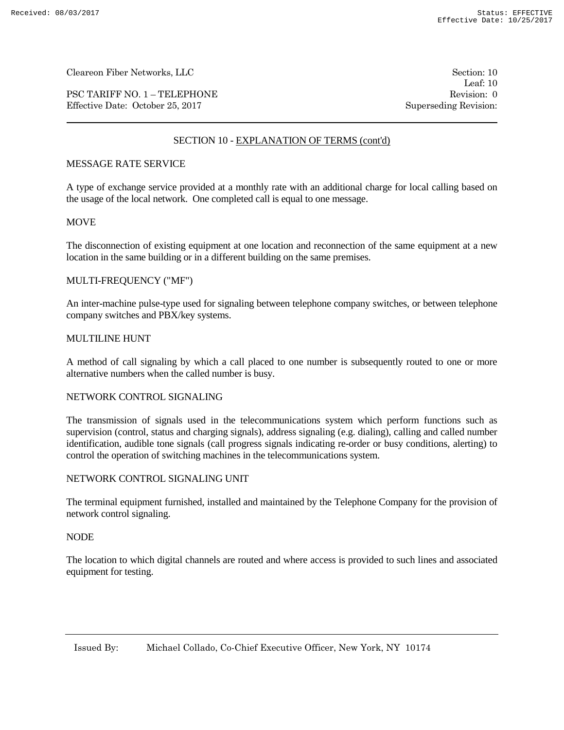Cleareon Fiber Networks, LLC

PSC TARIFF NO. 1 – TELEPHONE
Effective Date: October 25, 2017

Section: 10
Leaf: 10
Revision: 0
Superseding Revision:

## SECTION 10 - EXPLANATION OF TERMS (cont'd)

MESSAGE RATE SERVICE

A type of exchange service provided at a monthly rate with an additional charge for local calling based on the usage of the local network. One completed call is equal to one message.

MOVE

The disconnection of existing equipment at one location and reconnection of the same equipment at a new location in the same building or in a different building on the same premises.

MULTI-FREQUENCY ("MF")

An inter-machine pulse-type used for signaling between telephone company switches, or between telephone company switches and PBX/key systems.

MULTILINE HUNT

A method of call signaling by which a call placed to one number is subsequently routed to one or more alternative numbers when the called number is busy.

NETWORK CONTROL SIGNALING

The transmission of signals used in the telecommunications system which perform functions such as supervision (control, status and charging signals), address signaling (e.g. dialing), calling and called number identification, audible tone signals (call progress signals indicating re-order or busy conditions, alerting) to control the operation of switching machines in the telecommunications system.

NETWORK CONTROL SIGNALING UNIT

The terminal equipment furnished, installed and maintained by the Telephone Company for the provision of network control signaling.

NODE

The location to which digital channels are routed and where access is provided to such lines and associated equipment for testing.

Issued By: Michael Collado, Co-Chief Executive Officer, New York, NY 10174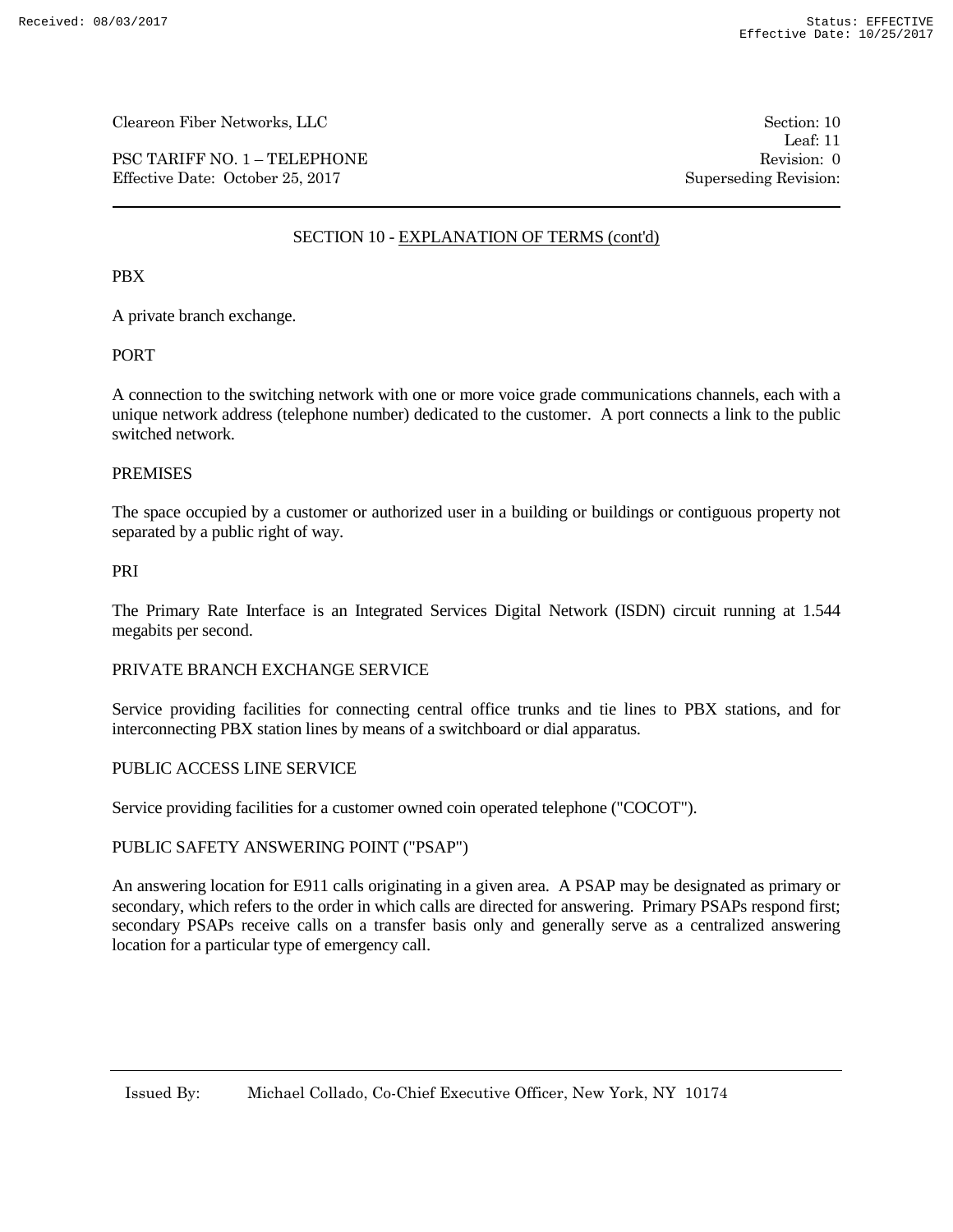## SECTION 10 - EXPLANATION OF TERMS (cont'd)

PBX

A private branch exchange.

PORT

A connection to the switching network with one or more voice grade communications channels, each with a unique network address (telephone number) dedicated to the customer. A port connects a link to the public switched network.

PREMISES

The space occupied by a customer or authorized user in a building or buildings or contiguous property not separated by a public right of way.

PRI

The Primary Rate Interface is an Integrated Services Digital Network (ISDN) circuit running at 1.544 megabits per second.

PRIVATE BRANCH EXCHANGE SERVICE

Service providing facilities for connecting central office trunks and tie lines to PBX stations, and for interconnecting PBX station lines by means of a switchboard or dial apparatus.

PUBLIC ACCESS LINE SERVICE

Service providing facilities for a customer owned coin operated telephone ("COCOT").

PUBLIC SAFETY ANSWERING POINT ("PSAP")

An answering location for E911 calls originating in a given area. A PSAP may be designated as primary or secondary, which refers to the order in which calls are directed for answering. Primary PSAPs respond first; secondary PSAPs receive calls on a transfer basis only and generally serve as a centralized answering location for a particular type of emergency call.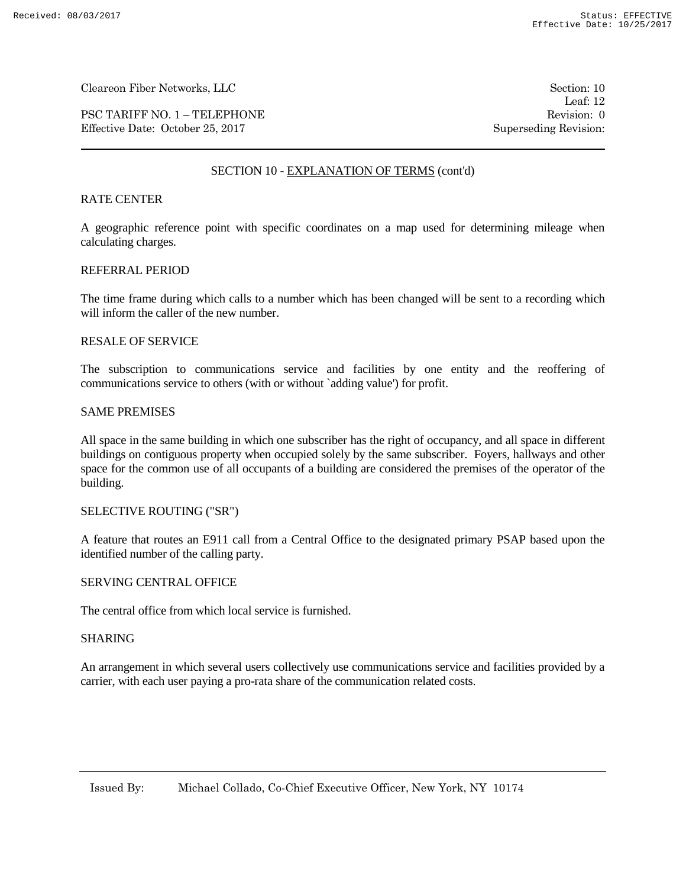## SECTION 10 - EXPLANATION OF TERMS (cont'd)

RATE CENTER

A geographic reference point with specific coordinates on a map used for determining mileage when calculating charges.

REFERRAL PERIOD

The time frame during which calls to a number which has been changed will be sent to a recording which will inform the caller of the new number.

RESALE OF SERVICE

The subscription to communications service and facilities by one entity and the reoffering of communications service to others (with or without `adding value') for profit.

SAME PREMISES

All space in the same building in which one subscriber has the right of occupancy, and all space in different buildings on contiguous property when occupied solely by the same subscriber. Foyers, hallways and other space for the common use of all occupants of a building are considered the premises of the operator of the building.

SELECTIVE ROUTING ("SR")

A feature that routes an E911 call from a Central Office to the designated primary PSAP based upon the identified number of the calling party.

SERVING CENTRAL OFFICE

The central office from which local service is furnished.

SHARING

An arrangement in which several users collectively use communications service and facilities provided by a carrier, with each user paying a pro-rata share of the communication related costs.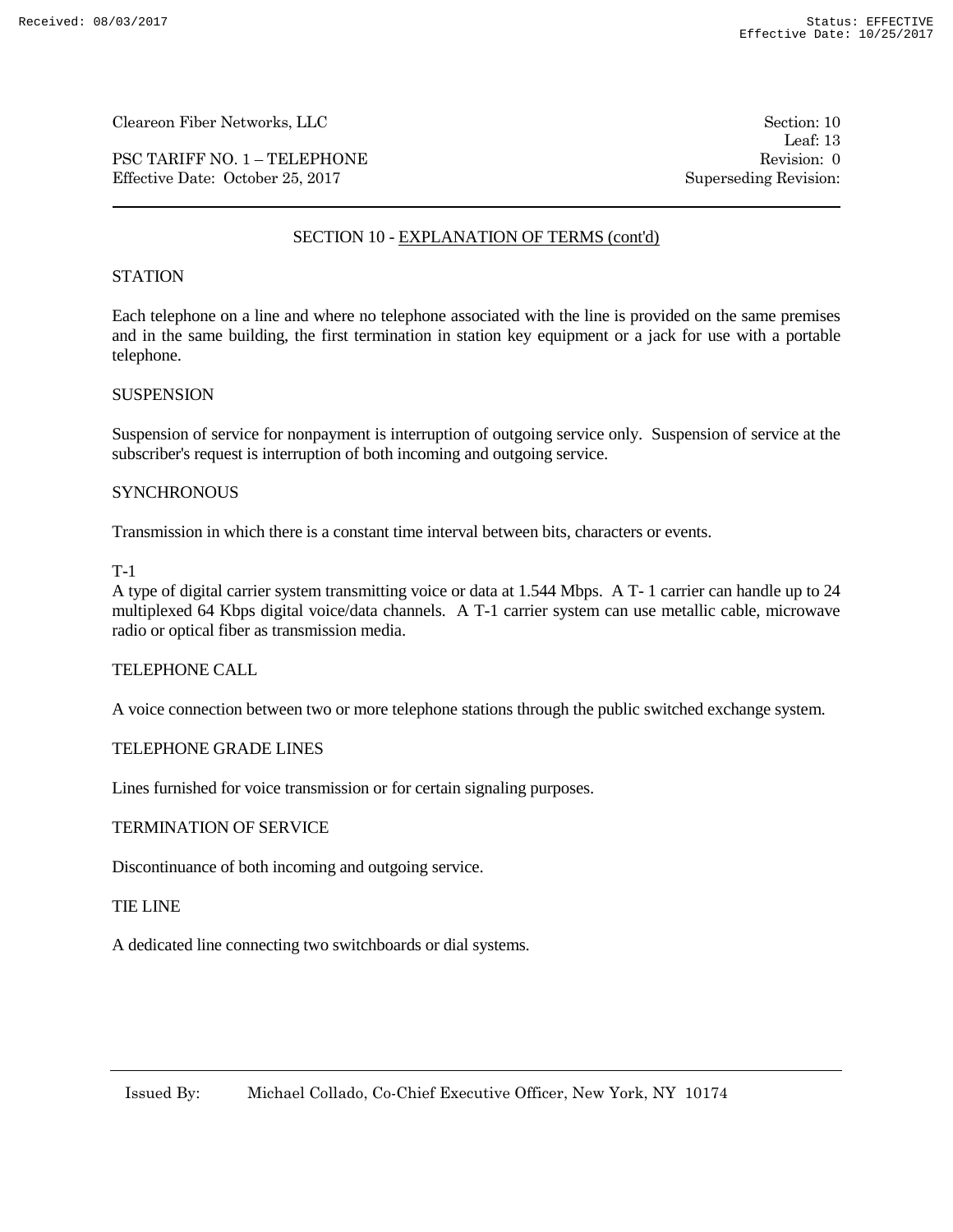Cleareon Fiber Networks, LLC

PSC TARIFF NO. 1 – TELEPHONE
Effective Date: October 25, 2017

Section: 10
Leaf: 13
Revision: 0
Superseding Revision:

## SECTION 10 - EXPLANATION OF TERMS (cont'd)

STATION

Each telephone on a line and where no telephone associated with the line is provided on the same premises and in the same building, the first termination in station key equipment or a jack for use with a portable telephone.

SUSPENSION

Suspension of service for nonpayment is interruption of outgoing service only. Suspension of service at the subscriber's request is interruption of both incoming and outgoing service.

SYNCHRONOUS

Transmission in which there is a constant time interval between bits, characters or events.

T-1

A type of digital carrier system transmitting voice or data at 1.544 Mbps. A T- 1 carrier can handle up to 24 multiplexed 64 Kbps digital voice/data channels. A T-1 carrier system can use metallic cable, microwave radio or optical fiber as transmission media.

TELEPHONE CALL

A voice connection between two or more telephone stations through the public switched exchange system.

TELEPHONE GRADE LINES

Lines furnished for voice transmission or for certain signaling purposes.

TERMINATION OF SERVICE

Discontinuance of both incoming and outgoing service.

TIE LINE

A dedicated line connecting two switchboards or dial systems.

Issued By: Michael Collado, Co-Chief Executive Officer, New York, NY 10174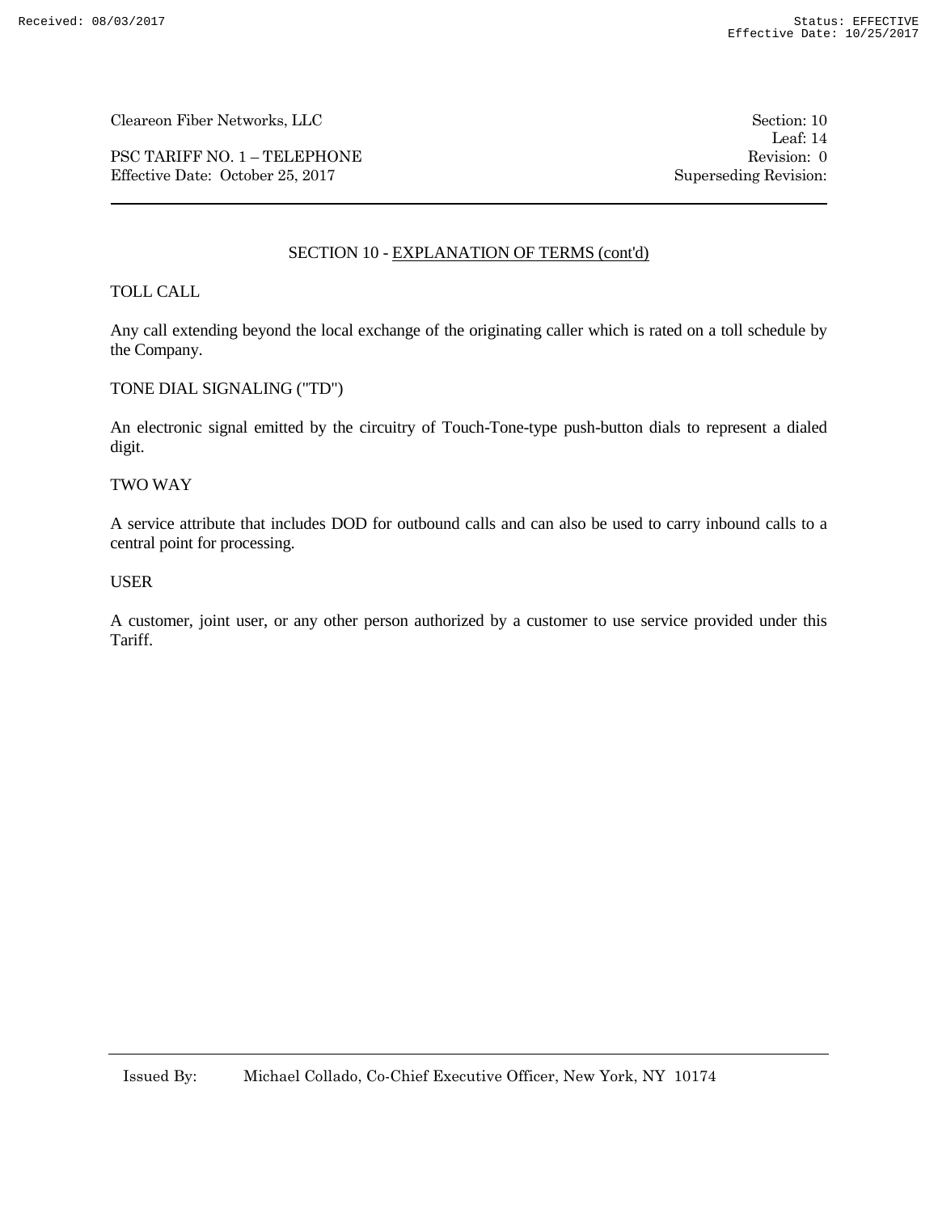## SECTION 10 - EXPLANATION OF TERMS (cont'd)

TOLL CALL

Any call extending beyond the local exchange of the originating caller which is rated on a toll schedule by the Company.

TONE DIAL SIGNALING ("TD")

An electronic signal emitted by the circuitry of Touch-Tone-type push-button dials to represent a dialed digit.

TWO WAY

A service attribute that includes DOD for outbound calls and can also be used to carry inbound calls to a central point for processing.

USER

A customer, joint user, or any other person authorized by a customer to use service provided under this Tariff.